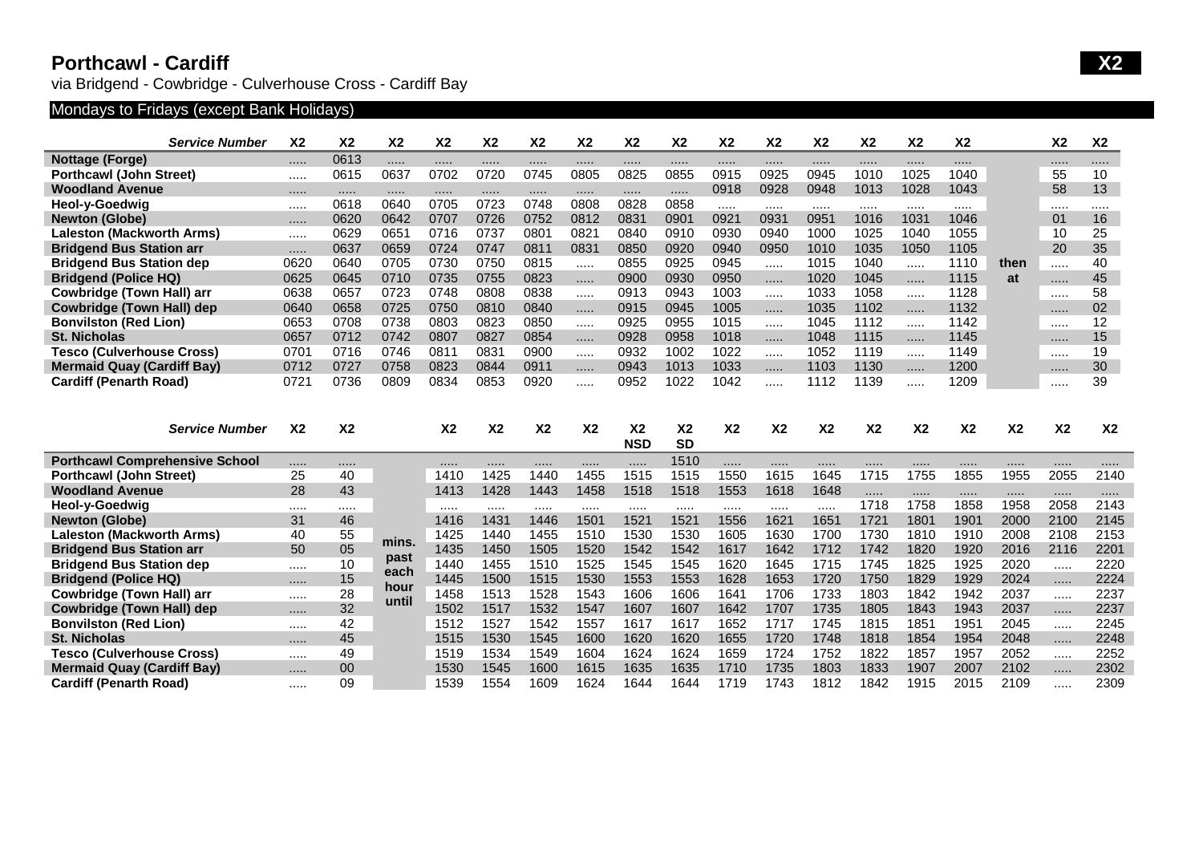# Porthcawl - Cardiff

**X2**

via Bridgend - Cowbridge - Culverhouse Cross - Cardiff Bay

## Mondays to Fridays (except Bank Holidays)

| *Service Number* | X2 | X2 | X2 | X2 | X2 | X2 | X2 | X2 | X2 | X2 | X2 | X2 | X2 | X2 | X2 | | X2 | X2 |
|---|---|---|---|---|---|---|---|---|---|---|---|---|---|---|---|---|---|---|
| **Nottage (Forge)** | ..... | 0613 | ..... | ..... | ..... | ..... | ..... | ..... | ..... | ..... | ..... | ..... | ..... | ..... | ..... | | ..... | ..... |
| **Porthcawl (John Street)** | ..... | 0615 | 0637 | 0702 | 0720 | 0745 | 0805 | 0825 | 0855 | 0915 | 0925 | 0945 | 1010 | 1025 | 1040 | | 55 | 10 |
| **Woodland Avenue** | ..... | ..... | ..... | ..... | ..... | ..... | ..... | ..... | ..... | 0918 | 0928 | 0948 | 1013 | 1028 | 1043 | | 58 | 13 |
| **Heol-y-Goedwig** | ..... | 0618 | 0640 | 0705 | 0723 | 0748 | 0808 | 0828 | 0858 | ..... | ..... | ..... | ..... | ..... | ..... | | ..... | ..... |
| **Newton (Globe)** | ..... | 0620 | 0642 | 0707 | 0726 | 0752 | 0812 | 0831 | 0901 | 0921 | 0931 | 0951 | 1016 | 1031 | 1046 | | 01 | 16 |
| **Laleston (Mackworth Arms)** | ..... | 0629 | 0651 | 0716 | 0737 | 0801 | 0821 | 0840 | 0910 | 0930 | 0940 | 1000 | 1025 | 1040 | 1055 | | 10 | 25 |
| **Bridgend Bus Station arr** | ..... | 0637 | 0659 | 0724 | 0747 | 0811 | 0831 | 0850 | 0920 | 0940 | 0950 | 1010 | 1035 | 1050 | 1105 | | 20 | 35 |
| **Bridgend Bus Station dep** | 0620 | 0640 | 0705 | 0730 | 0750 | 0815 | ..... | 0855 | 0925 | 0945 | ..... | 1015 | 1040 | ..... | 1110 | **then** | ..... | 40 |
| **Bridgend (Police HQ)** | 0625 | 0645 | 0710 | 0735 | 0755 | 0823 | ..... | 0900 | 0930 | 0950 | ..... | 1020 | 1045 | ..... | 1115 | **at** | ..... | 45 |
| **Cowbridge (Town Hall) arr** | 0638 | 0657 | 0723 | 0748 | 0808 | 0838 | ..... | 0913 | 0943 | 1003 | ..... | 1033 | 1058 | ..... | 1128 | | ..... | 58 |
| **Cowbridge (Town Hall) dep** | 0640 | 0658 | 0725 | 0750 | 0810 | 0840 | ..... | 0915 | 0945 | 1005 | ..... | 1035 | 1102 | ..... | 1132 | | ..... | 02 |
| **Bonvilston (Red Lion)** | 0653 | 0708 | 0738 | 0803 | 0823 | 0850 | ..... | 0925 | 0955 | 1015 | ..... | 1045 | 1112 | ..... | 1142 | | ..... | 12 |
| **St. Nicholas** | 0657 | 0712 | 0742 | 0807 | 0827 | 0854 | ..... | 0928 | 0958 | 1018 | ..... | 1048 | 1115 | ..... | 1145 | | ..... | 15 |
| **Tesco (Culverhouse Cross)** | 0701 | 0716 | 0746 | 0811 | 0831 | 0900 | ..... | 0932 | 1002 | 1022 | ..... | 1052 | 1119 | ..... | 1149 | | ..... | 19 |
| **Mermaid Quay (Cardiff Bay)** | 0712 | 0727 | 0758 | 0823 | 0844 | 0911 | ..... | 0943 | 1013 | 1033 | ..... | 1103 | 1130 | ..... | 1200 | | ..... | 30 |
| **Cardiff (Penarth Road)** | 0721 | 0736 | 0809 | 0834 | 0853 | 0920 | ..... | 0952 | 1022 | 1042 | ..... | 1112 | 1139 | ..... | 1209 | | ..... | 39 |

| *Service Number* | X2 | X2 | | X2 | X2 | X2 | X2 | X2 NSD | X2 SD | X2 | X2 | X2 | X2 | X2 | X2 | X2 | X2 | X2 |
|---|---|---|---|---|---|---|---|---|---|---|---|---|---|---|---|---|---|---|
| **Porthcawl Comprehensive School** | ..... | ..... | | ..... | ..... | ..... | ..... | ..... | 1510 | ..... | ..... | ..... | ..... | ..... | ..... | ..... | ..... | ..... |
| **Porthcawl (John Street)** | 25 | 40 | | 1410 | 1425 | 1440 | 1455 | 1515 | 1515 | 1550 | 1615 | 1645 | 1715 | 1755 | 1855 | 1955 | 2055 | 2140 |
| **Woodland Avenue** | 28 | 43 | | 1413 | 1428 | 1443 | 1458 | 1518 | 1518 | 1553 | 1618 | 1648 | ..... | ..... | ..... | ..... | ..... | ..... |
| **Heol-y-Goedwig** | ..... | ..... | | ..... | ..... | ..... | ..... | ..... | ..... | ..... | ..... | ..... | 1718 | 1758 | 1858 | 1958 | 2058 | 2143 |
| **Newton (Globe)** | 31 | 46 | | 1416 | 1431 | 1446 | 1501 | 1521 | 1521 | 1556 | 1621 | 1651 | 1721 | 1801 | 1901 | 2000 | 2100 | 2145 |
| **Laleston (Mackworth Arms)** | 40 | 55 | **mins.** | 1425 | 1440 | 1455 | 1510 | 1530 | 1530 | 1605 | 1630 | 1700 | 1730 | 1810 | 1910 | 2008 | 2108 | 2153 |
| **Bridgend Bus Station arr** | 50 | 05 | **past** | 1435 | 1450 | 1505 | 1520 | 1542 | 1542 | 1617 | 1642 | 1712 | 1742 | 1820 | 1920 | 2016 | 2116 | 2201 |
| **Bridgend Bus Station dep** | ..... | 10 | **each** | 1440 | 1455 | 1510 | 1525 | 1545 | 1545 | 1620 | 1645 | 1715 | 1745 | 1825 | 1925 | 2020 | ..... | 2220 |
| **Bridgend (Police HQ)** | ..... | 15 | **hour** | 1445 | 1500 | 1515 | 1530 | 1553 | 1553 | 1628 | 1653 | 1720 | 1750 | 1829 | 1929 | 2024 | ..... | 2224 |
| **Cowbridge (Town Hall) arr** | ..... | 28 | **until** | 1458 | 1513 | 1528 | 1543 | 1606 | 1606 | 1641 | 1706 | 1733 | 1803 | 1842 | 1942 | 2037 | ..... | 2237 |
| **Cowbridge (Town Hall) dep** | ..... | 32 | | 1502 | 1517 | 1532 | 1547 | 1607 | 1607 | 1642 | 1707 | 1735 | 1805 | 1843 | 1943 | 2037 | ..... | 2237 |
| **Bonvilston (Red Lion)** | ..... | 42 | | 1512 | 1527 | 1542 | 1557 | 1617 | 1617 | 1652 | 1717 | 1745 | 1815 | 1851 | 1951 | 2045 | ..... | 2245 |
| **St. Nicholas** | ..... | 45 | | 1515 | 1530 | 1545 | 1600 | 1620 | 1620 | 1655 | 1720 | 1748 | 1818 | 1854 | 1954 | 2048 | ..... | 2248 |
| **Tesco (Culverhouse Cross)** | ..... | 49 | | 1519 | 1534 | 1549 | 1604 | 1624 | 1624 | 1659 | 1724 | 1752 | 1822 | 1857 | 1957 | 2052 | ..... | 2252 |
| **Mermaid Quay (Cardiff Bay)** | ..... | 00 | | 1530 | 1545 | 1600 | 1615 | 1635 | 1635 | 1710 | 1735 | 1803 | 1833 | 1907 | 2007 | 2102 | ..... | 2302 |
| **Cardiff (Penarth Road)** | ..... | 09 | | 1539 | 1554 | 1609 | 1624 | 1644 | 1644 | 1719 | 1743 | 1812 | 1842 | 1915 | 2015 | 2109 | ..... | 2309 |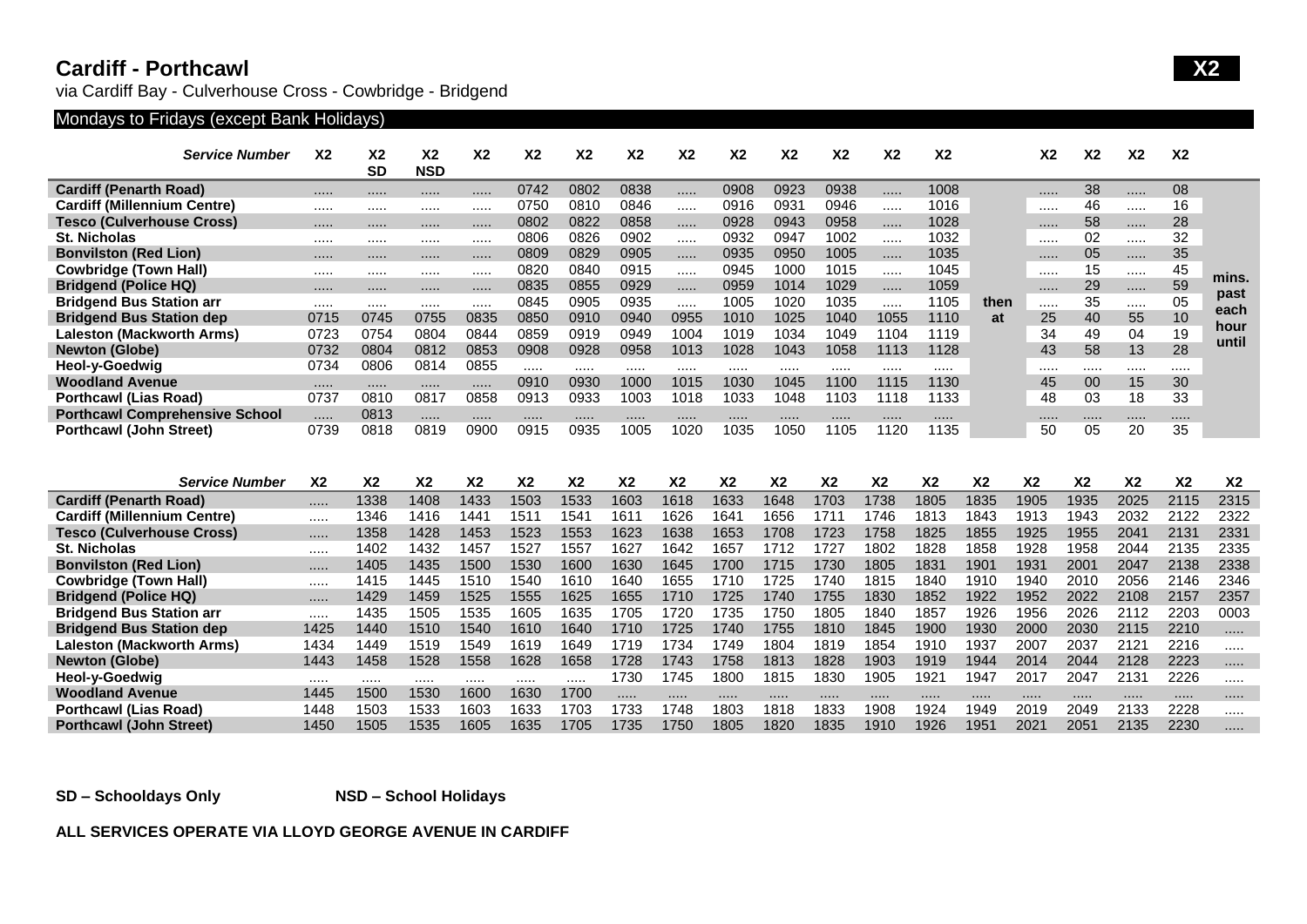# Cardiff - Porthcawl

**X2**

via Cardiff Bay - Culverhouse Cross - Cowbridge - Bridgend

## Mondays to Fridays (except Bank Holidays)

| *Service Number* | X2 | X2 SD | X2 NSD | X2 | X2 | X2 | X2 | X2 | X2 | X2 | X2 | X2 | X2 | | X2 | X2 | X2 | X2 | |
|---|---|---|---|---|---|---|---|---|---|---|---|---|---|---|---|---|---|---|---|
| **Cardiff (Penarth Road)** | ..... | ..... | ..... | ..... | 0742 | 0802 | 0838 | ..... | 0908 | 0923 | 0938 | ..... | 1008 | | ..... | 38 | ..... | 08 | |
| **Cardiff (Millennium Centre)** | ..... | ..... | ..... | ..... | 0750 | 0810 | 0846 | ..... | 0916 | 0931 | 0946 | ..... | 1016 | | ..... | 46 | ..... | 16 | |
| **Tesco (Culverhouse Cross)** | ..... | ..... | ..... | ..... | 0802 | 0822 | 0858 | ..... | 0928 | 0943 | 0958 | ..... | 1028 | | ..... | 58 | ..... | 28 | |
| **St. Nicholas** | ..... | ..... | ..... | ..... | 0806 | 0826 | 0902 | ..... | 0932 | 0947 | 1002 | ..... | 1032 | | ..... | 02 | ..... | 32 | |
| **Bonvilston (Red Lion)** | ..... | ..... | ..... | ..... | 0809 | 0829 | 0905 | ..... | 0935 | 0950 | 1005 | ..... | 1035 | | ..... | 05 | ..... | 35 | |
| **Cowbridge (Town Hall)** | ..... | ..... | ..... | ..... | 0820 | 0840 | 0915 | ..... | 0945 | 1000 | 1015 | ..... | 1045 | | ..... | 15 | ..... | 45 | |
| **Bridgend (Police HQ)** | ..... | ..... | ..... | ..... | 0835 | 0855 | 0929 | ..... | 0959 | 1014 | 1029 | ..... | 1059 | | ..... | 29 | ..... | 59 | mins. |
| **Bridgend Bus Station arr** | ..... | ..... | ..... | ..... | 0845 | 0905 | 0935 | ..... | 1005 | 1020 | 1035 | ..... | 1105 | then | ..... | 35 | ..... | 05 | past |
| **Bridgend Bus Station dep** | 0715 | 0745 | 0755 | 0835 | 0850 | 0910 | 0940 | 0955 | 1010 | 1025 | 1040 | 1055 | 1110 | at | 25 | 40 | 55 | 10 | each |
| **Laleston (Mackworth Arms)** | 0723 | 0754 | 0804 | 0844 | 0859 | 0919 | 0949 | 1004 | 1019 | 1034 | 1049 | 1104 | 1119 | | 34 | 49 | 04 | 19 | hour |
| **Newton (Globe)** | 0732 | 0804 | 0812 | 0853 | 0908 | 0928 | 0958 | 1013 | 1028 | 1043 | 1058 | 1113 | 1128 | | 43 | 58 | 13 | 28 | until |
| **Heol-y-Goedwig** | 0734 | 0806 | 0814 | 0855 | ..... | ..... | ..... | ..... | ..... | ..... | ..... | ..... | ..... | | ..... | ..... | ..... | ..... | |
| **Woodland Avenue** | ..... | ..... | ..... | ..... | 0910 | 0930 | 1000 | 1015 | 1030 | 1045 | 1100 | 1115 | 1130 | | 45 | 00 | 15 | 30 | |
| **Porthcawl (Lias Road)** | 0737 | 0810 | 0817 | 0858 | 0913 | 0933 | 1003 | 1018 | 1033 | 1048 | 1103 | 1118 | 1133 | | 48 | 03 | 18 | 33 | |
| **Porthcawl Comprehensive School** | ..... | 0813 | ..... | ..... | ..... | ..... | ..... | ..... | ..... | ..... | ..... | ..... | ..... | | ..... | ..... | ..... | ..... | |
| **Porthcawl (John Street)** | 0739 | 0818 | 0819 | 0900 | 0915 | 0935 | 1005 | 1020 | 1035 | 1050 | 1105 | 1120 | 1135 | | 50 | 05 | 20 | 35 | |

| *Service Number* | X2 | X2 | X2 | X2 | X2 | X2 | X2 | X2 | X2 | X2 | X2 | X2 | X2 | X2 | X2 | X2 | X2 | X2 | X2 |
|---|---|---|---|---|---|---|---|---|---|---|---|---|---|---|---|---|---|---|---|
| **Cardiff (Penarth Road)** | ..... | 1338 | 1408 | 1433 | 1503 | 1533 | 1603 | 1618 | 1633 | 1648 | 1703 | 1738 | 1805 | 1835 | 1905 | 1935 | 2025 | 2115 | 2315 |
| **Cardiff (Millennium Centre)** | ..... | 1346 | 1416 | 1441 | 1511 | 1541 | 1611 | 1626 | 1641 | 1656 | 1711 | 1746 | 1813 | 1843 | 1913 | 1943 | 2032 | 2122 | 2322 |
| **Tesco (Culverhouse Cross)** | ..... | 1358 | 1428 | 1453 | 1523 | 1553 | 1623 | 1638 | 1653 | 1708 | 1723 | 1758 | 1825 | 1855 | 1925 | 1955 | 2041 | 2131 | 2331 |
| **St. Nicholas** | ..... | 1402 | 1432 | 1457 | 1527 | 1557 | 1627 | 1642 | 1657 | 1712 | 1727 | 1802 | 1828 | 1858 | 1928 | 1958 | 2044 | 2135 | 2335 |
| **Bonvilston (Red Lion)** | ..... | 1405 | 1435 | 1500 | 1530 | 1600 | 1630 | 1645 | 1700 | 1715 | 1730 | 1805 | 1831 | 1901 | 1931 | 2001 | 2047 | 2138 | 2338 |
| **Cowbridge (Town Hall)** | ..... | 1415 | 1445 | 1510 | 1540 | 1610 | 1640 | 1655 | 1710 | 1725 | 1740 | 1815 | 1840 | 1910 | 1940 | 2010 | 2056 | 2146 | 2346 |
| **Bridgend (Police HQ)** | ..... | 1429 | 1459 | 1525 | 1555 | 1625 | 1655 | 1710 | 1725 | 1740 | 1755 | 1830 | 1852 | 1922 | 1952 | 2022 | 2108 | 2157 | 2357 |
| **Bridgend Bus Station arr** | ..... | 1435 | 1505 | 1535 | 1605 | 1635 | 1705 | 1720 | 1735 | 1750 | 1805 | 1840 | 1857 | 1926 | 1956 | 2026 | 2112 | 2203 | 0003 |
| **Bridgend Bus Station dep** | 1425 | 1440 | 1510 | 1540 | 1610 | 1640 | 1710 | 1725 | 1740 | 1755 | 1810 | 1845 | 1900 | 1930 | 2000 | 2030 | 2115 | 2210 | ..... |
| **Laleston (Mackworth Arms)** | 1434 | 1449 | 1519 | 1549 | 1619 | 1649 | 1719 | 1734 | 1749 | 1804 | 1819 | 1854 | 1910 | 1937 | 2007 | 2037 | 2121 | 2216 | ..... |
| **Newton (Globe)** | 1443 | 1458 | 1528 | 1558 | 1628 | 1658 | 1728 | 1743 | 1758 | 1813 | 1828 | 1903 | 1919 | 1944 | 2014 | 2044 | 2128 | 2223 | ..... |
| **Heol-y-Goedwig** | ..... | ..... | ..... | ..... | ..... | ..... | 1730 | 1745 | 1800 | 1815 | 1830 | 1905 | 1921 | 1947 | 2017 | 2047 | 2131 | 2226 | ..... |
| **Woodland Avenue** | 1445 | 1500 | 1530 | 1600 | 1630 | 1700 | ..... | ..... | ..... | ..... | ..... | ..... | ..... | ..... | ..... | ..... | ..... | ..... | ..... |
| **Porthcawl (Lias Road)** | 1448 | 1503 | 1533 | 1603 | 1633 | 1703 | 1733 | 1748 | 1803 | 1818 | 1833 | 1908 | 1924 | 1949 | 2019 | 2049 | 2133 | 2228 | ..... |
| **Porthcawl (John Street)** | 1450 | 1505 | 1535 | 1605 | 1635 | 1705 | 1735 | 1750 | 1805 | 1820 | 1835 | 1910 | 1926 | 1951 | 2021 | 2051 | 2135 | 2230 | ..... |

**SD – Schooldays Only** **NSD – School Holidays**

**ALL SERVICES OPERATE VIA LLOYD GEORGE AVENUE IN CARDIFF**